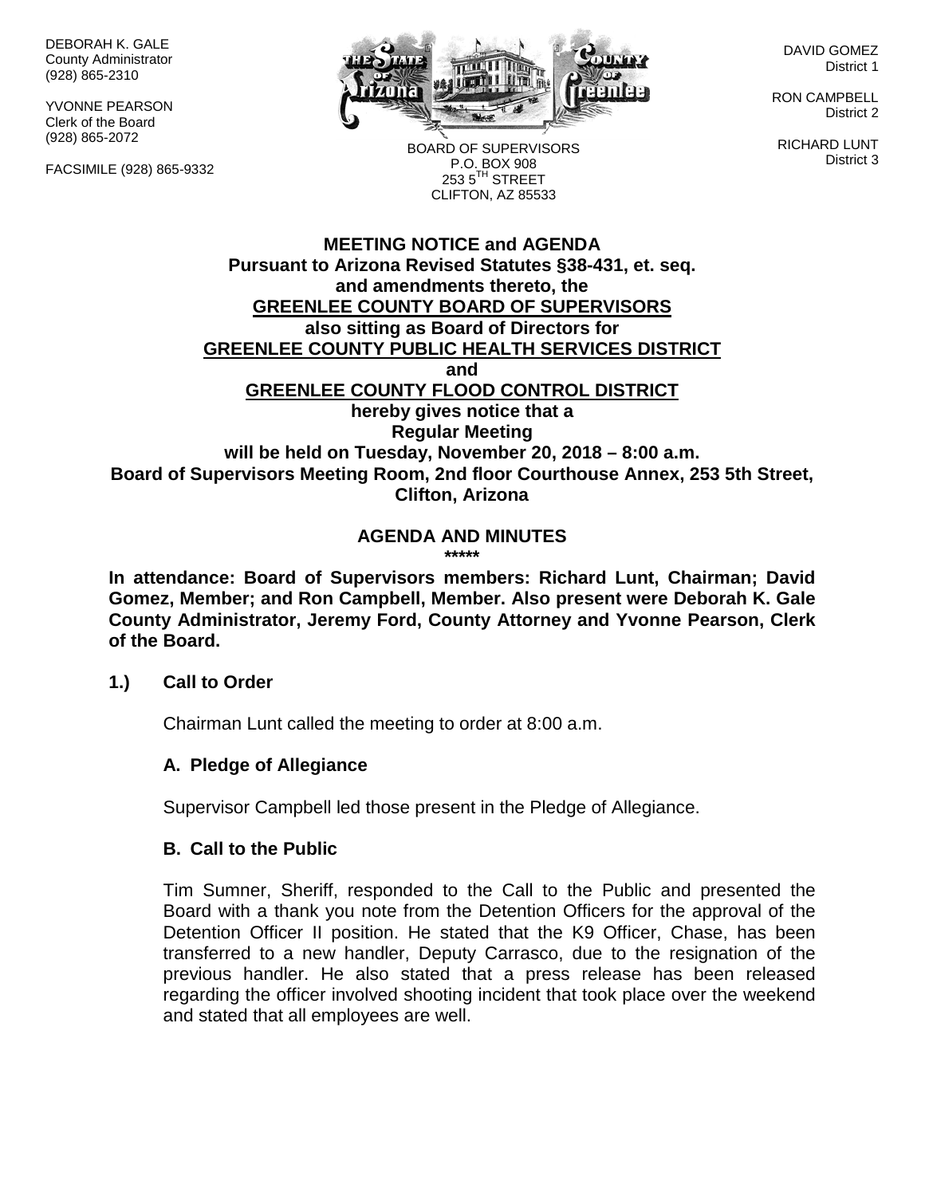DEBORAH K. GALE
County Administrator
(928) 865-2310

YVONNE PEARSON
Clerk of the Board
(928) 865-2072

FACSIMILE (928) 865-9332

BOARD OF SUPERVISORS
P.O. BOX 908
253 5TH STREET
CLIFTON, AZ 85533

DAVID GOMEZ
District 1

RON CAMPBELL
District 2

RICHARD LUNT
District 3

**MEETING NOTICE and AGENDA**
**Pursuant to Arizona Revised Statutes §38-431, et. seq.**
**and amendments thereto, the**
**GREENLEE COUNTY BOARD OF SUPERVISORS**
**also sitting as Board of Directors for**
**GREENLEE COUNTY PUBLIC HEALTH SERVICES DISTRICT**
**and**
**GREENLEE COUNTY FLOOD CONTROL DISTRICT**
**hereby gives notice that a**
**Regular Meeting**
**will be held on Tuesday, November 20, 2018 – 8:00 a.m.**
**Board of Supervisors Meeting Room, 2nd floor Courthouse Annex, 253 5th Street, Clifton, Arizona**

**AGENDA AND MINUTES**
**\*\*\*\*\***

**In attendance: Board of Supervisors members: Richard Lunt, Chairman; David Gomez, Member; and Ron Campbell, Member. Also present were Deborah K. Gale County Administrator, Jeremy Ford, County Attorney and Yvonne Pearson, Clerk of the Board.**

**1.) Call to Order**

Chairman Lunt called the meeting to order at 8:00 a.m.

**A. Pledge of Allegiance**

Supervisor Campbell led those present in the Pledge of Allegiance.

**B. Call to the Public**

Tim Sumner, Sheriff, responded to the Call to the Public and presented the Board with a thank you note from the Detention Officers for the approval of the Detention Officer II position. He stated that the K9 Officer, Chase, has been transferred to a new handler, Deputy Carrasco, due to the resignation of the previous handler. He also stated that a press release has been released regarding the officer involved shooting incident that took place over the weekend and stated that all employees are well.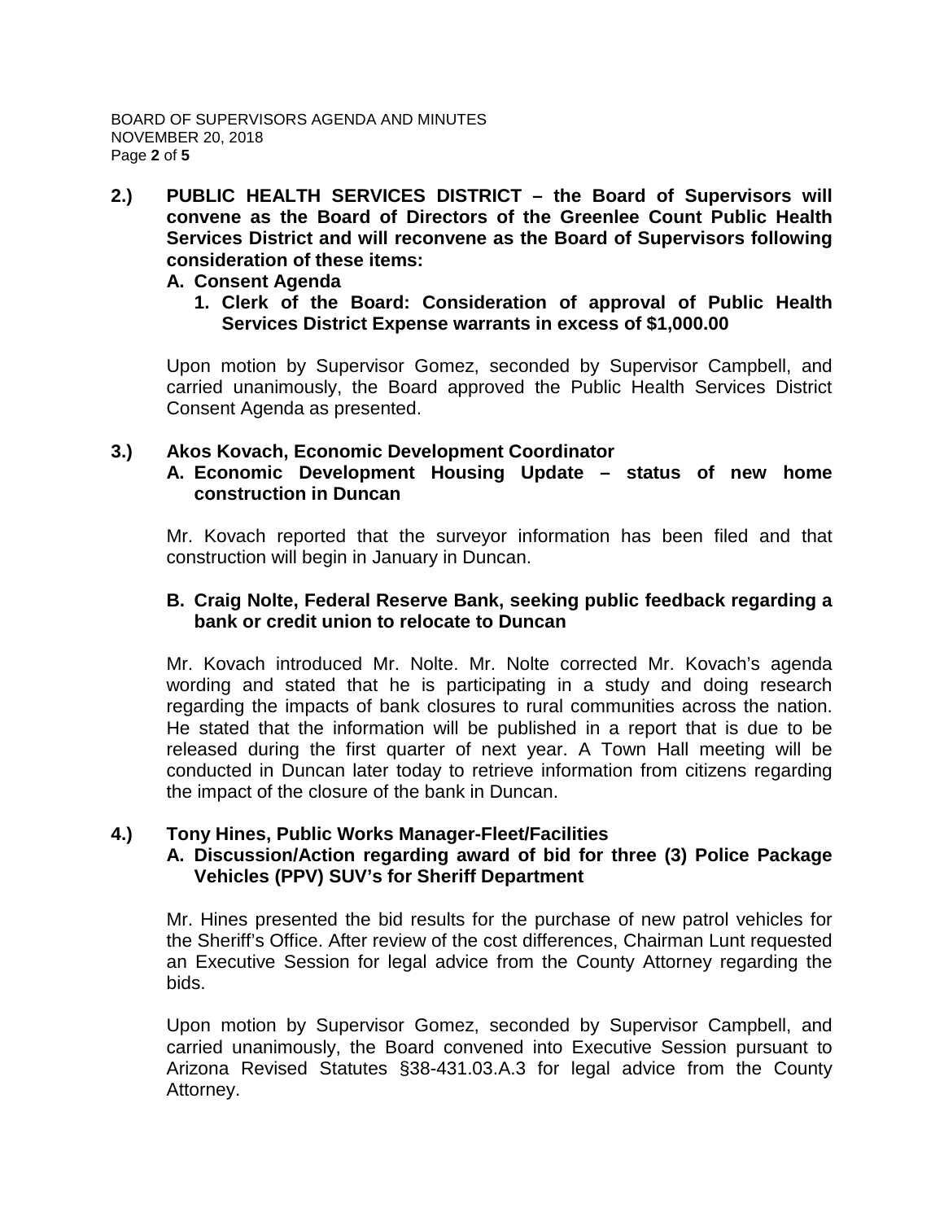**2.) PUBLIC HEALTH SERVICES DISTRICT – the Board of Supervisors will convene as the Board of Directors of the Greenlee Count Public Health Services District and will reconvene as the Board of Supervisors following consideration of these items:**

**A. Consent Agenda**

**1. Clerk of the Board: Consideration of approval of Public Health Services District Expense warrants in excess of $1,000.00**

Upon motion by Supervisor Gomez, seconded by Supervisor Campbell, and carried unanimously, the Board approved the Public Health Services District Consent Agenda as presented.

**3.) Akos Kovach, Economic Development Coordinator**

**A. Economic Development Housing Update – status of new home construction in Duncan**

Mr. Kovach reported that the surveyor information has been filed and that construction will begin in January in Duncan.

**B. Craig Nolte, Federal Reserve Bank, seeking public feedback regarding a bank or credit union to relocate to Duncan**

Mr. Kovach introduced Mr. Nolte. Mr. Nolte corrected Mr. Kovach's agenda wording and stated that he is participating in a study and doing research regarding the impacts of bank closures to rural communities across the nation. He stated that the information will be published in a report that is due to be released during the first quarter of next year. A Town Hall meeting will be conducted in Duncan later today to retrieve information from citizens regarding the impact of the closure of the bank in Duncan.

**4.) Tony Hines, Public Works Manager-Fleet/Facilities**

**A. Discussion/Action regarding award of bid for three (3) Police Package Vehicles (PPV) SUV's for Sheriff Department**

Mr. Hines presented the bid results for the purchase of new patrol vehicles for the Sheriff's Office. After review of the cost differences, Chairman Lunt requested an Executive Session for legal advice from the County Attorney regarding the bids.

Upon motion by Supervisor Gomez, seconded by Supervisor Campbell, and carried unanimously, the Board convened into Executive Session pursuant to Arizona Revised Statutes §38-431.03.A.3 for legal advice from the County Attorney.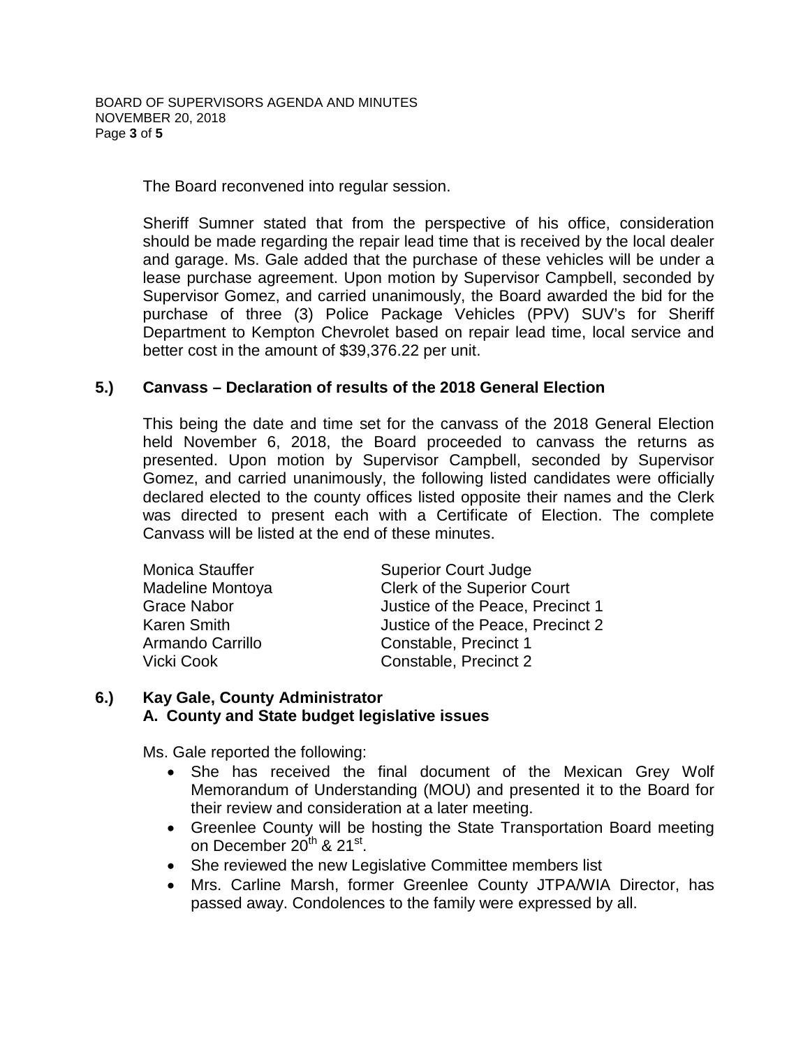The Board reconvened into regular session.

Sheriff Sumner stated that from the perspective of his office, consideration should be made regarding the repair lead time that is received by the local dealer and garage. Ms. Gale added that the purchase of these vehicles will be under a lease purchase agreement. Upon motion by Supervisor Campbell, seconded by Supervisor Gomez, and carried unanimously, the Board awarded the bid for the purchase of three (3) Police Package Vehicles (PPV) SUV's for Sheriff Department to Kempton Chevrolet based on repair lead time, local service and better cost in the amount of $39,376.22 per unit.

## 5.) Canvass – Declaration of results of the 2018 General Election

This being the date and time set for the canvass of the 2018 General Election held November 6, 2018, the Board proceeded to canvass the returns as presented. Upon motion by Supervisor Campbell, seconded by Supervisor Gomez, and carried unanimously, the following listed candidates were officially declared elected to the county offices listed opposite their names and the Clerk was directed to present each with a Certificate of Election. The complete Canvass will be listed at the end of these minutes.

| | |
|---|---|
| Monica Stauffer | Superior Court Judge |
| Madeline Montoya | Clerk of the Superior Court |
| Grace Nabor | Justice of the Peace, Precinct 1 |
| Karen Smith | Justice of the Peace, Precinct 2 |
| Armando Carrillo | Constable, Precinct 1 |
| Vicki Cook | Constable, Precinct 2 |

## 6.) Kay Gale, County Administrator
### A. County and State budget legislative issues

Ms. Gale reported the following:

- She has received the final document of the Mexican Grey Wolf Memorandum of Understanding (MOU) and presented it to the Board for their review and consideration at a later meeting.
- Greenlee County will be hosting the State Transportation Board meeting on December 20th & 21st.
- She reviewed the new Legislative Committee members list
- Mrs. Carline Marsh, former Greenlee County JTPA/WIA Director, has passed away. Condolences to the family were expressed by all.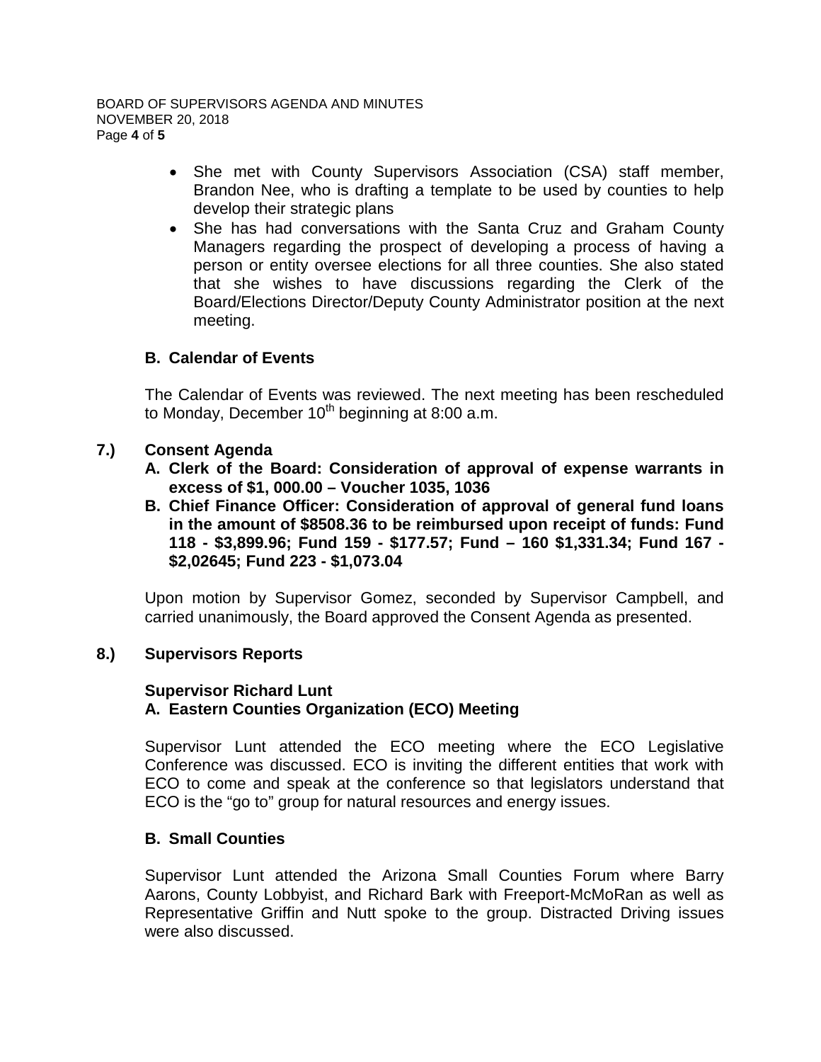- She met with County Supervisors Association (CSA) staff member, Brandon Nee, who is drafting a template to be used by counties to help develop their strategic plans
- She has had conversations with the Santa Cruz and Graham County Managers regarding the prospect of developing a process of having a person or entity oversee elections for all three counties. She also stated that she wishes to have discussions regarding the Clerk of the Board/Elections Director/Deputy County Administrator position at the next meeting.

**B. Calendar of Events**

The Calendar of Events was reviewed. The next meeting has been rescheduled to Monday, December 10th beginning at 8:00 a.m.

**7.) Consent Agenda**

**A. Clerk of the Board: Consideration of approval of expense warrants in excess of $1, 000.00 – Voucher 1035, 1036**

**B. Chief Finance Officer: Consideration of approval of general fund loans in the amount of $8508.36 to be reimbursed upon receipt of funds: Fund 118 - $3,899.96; Fund 159 - $177.57; Fund – 160 $1,331.34; Fund 167 - $2,02645; Fund 223 - $1,073.04**

Upon motion by Supervisor Gomez, seconded by Supervisor Campbell, and carried unanimously, the Board approved the Consent Agenda as presented.

**8.) Supervisors Reports**

**Supervisor Richard Lunt**

**A. Eastern Counties Organization (ECO) Meeting**

Supervisor Lunt attended the ECO meeting where the ECO Legislative Conference was discussed. ECO is inviting the different entities that work with ECO to come and speak at the conference so that legislators understand that ECO is the "go to" group for natural resources and energy issues.

**B. Small Counties**

Supervisor Lunt attended the Arizona Small Counties Forum where Barry Aarons, County Lobbyist, and Richard Bark with Freeport-McMoRan as well as Representative Griffin and Nutt spoke to the group. Distracted Driving issues were also discussed.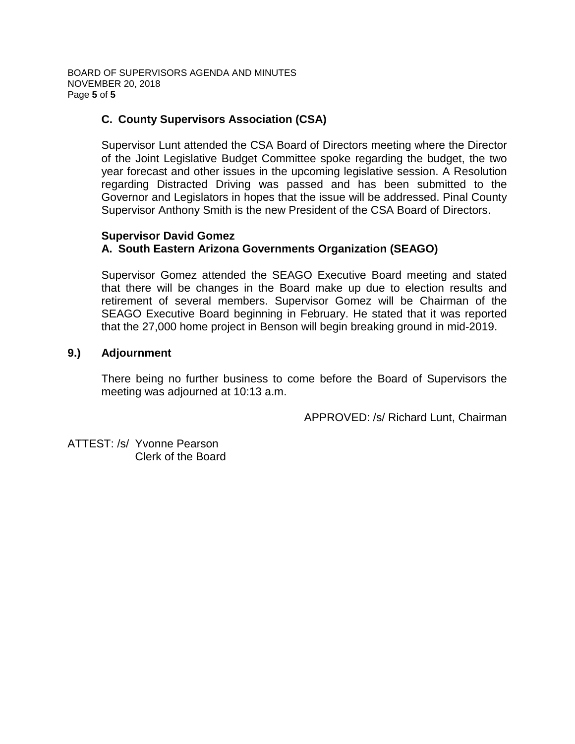**C. County Supervisors Association (CSA)**

Supervisor Lunt attended the CSA Board of Directors meeting where the Director of the Joint Legislative Budget Committee spoke regarding the budget, the two year forecast and other issues in the upcoming legislative session. A Resolution regarding Distracted Driving was passed and has been submitted to the Governor and Legislators in hopes that the issue will be addressed. Pinal County Supervisor Anthony Smith is the new President of the CSA Board of Directors.

**Supervisor David Gomez**

**A. South Eastern Arizona Governments Organization (SEAGO)**

Supervisor Gomez attended the SEAGO Executive Board meeting and stated that there will be changes in the Board make up due to election results and retirement of several members. Supervisor Gomez will be Chairman of the SEAGO Executive Board beginning in February. He stated that it was reported that the 27,000 home project in Benson will begin breaking ground in mid-2019.

**9.) Adjournment**

There being no further business to come before the Board of Supervisors the meeting was adjourned at 10:13 a.m.

APPROVED: /s/ Richard Lunt, Chairman

ATTEST: /s/ Yvonne Pearson
Clerk of the Board